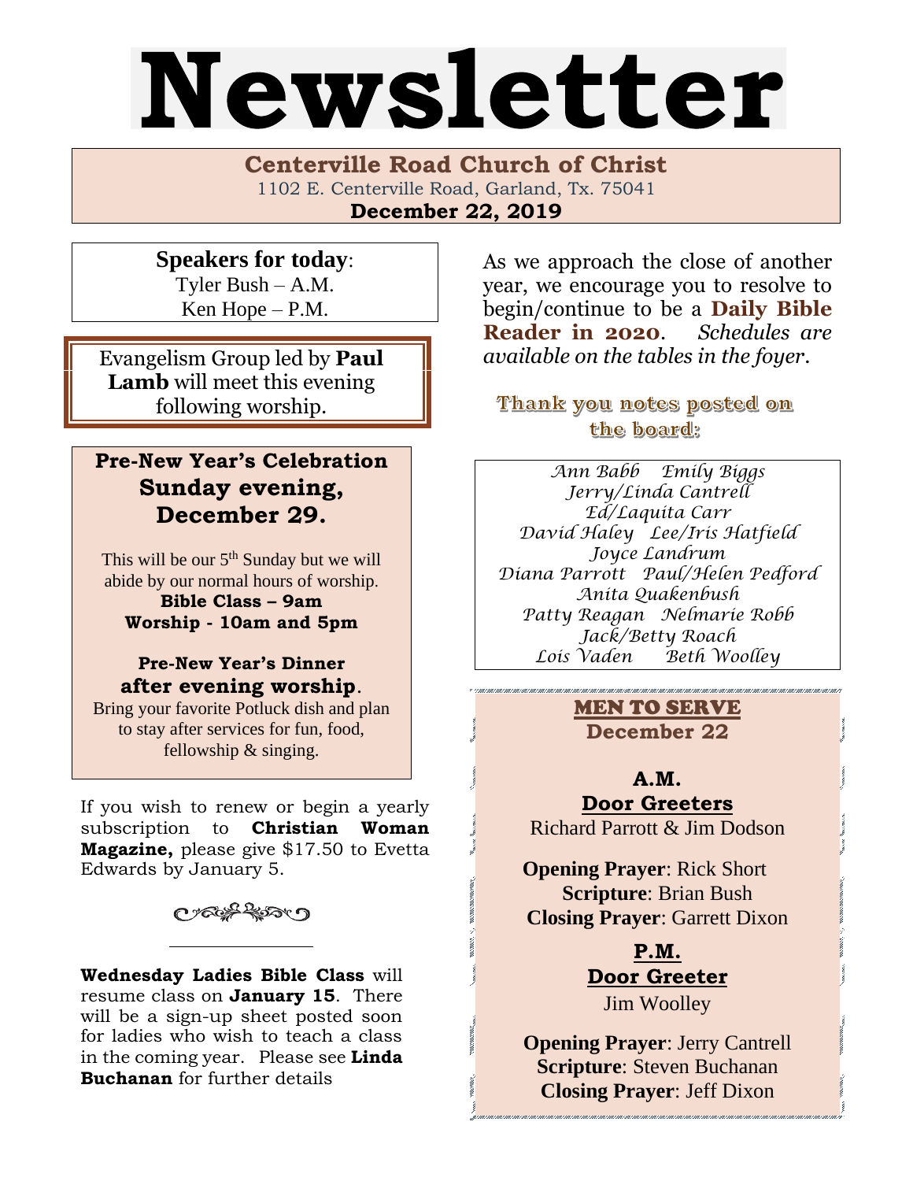# Newsletter

**Centerville Road Church of Christ**
1102 E. Centerville Road, Garland, Tx. 75041
**December 22, 2019**

**Speakers for today**:
Tyler Bush – A.M.
Ken Hope – P.M.

Evangelism Group led by **Paul Lamb** will meet this evening following worship.

## Pre-New Year's Celebration Sunday evening, December 29.

This will be our 5th Sunday but we will abide by our normal hours of worship.
**Bible Class – 9am**
**Worship - 10am and 5pm**

**Pre-New Year's Dinner after evening worship**.
Bring your favorite Potluck dish and plan to stay after services for fun, food, fellowship & singing.

If you wish to renew or begin a yearly subscription to **Christian Woman Magazine,** please give $17.50 to Evetta Edwards by January 5.

---

**Wednesday Ladies Bible Class** will resume class on **January 15**. There will be a sign-up sheet posted soon for ladies who wish to teach a class in the coming year. Please see **Linda Buchanan** for further details

As we approach the close of another year, we encourage you to resolve to begin/continue to be a **Daily Bible Reader in 2020**. *Schedules are available on the tables in the foyer.*

**Thank you notes posted on the board:**

*Ann Babb Emily Biggs*
*Jerry/Linda Cantrell*
*Ed/Laquita Carr*
*David Haley Lee/Iris Hatfield*
*Joyce Landrum*
*Diana Parrott Paul/Helen Pedford*
*Anita Quakenbush*
*Patty Reagan Nelmarie Robb*
*Jack/Betty Roach*
*Lois Vaden Beth Woolley*

## MEN TO SERVE
**December 22**

**A.M.**
**Door Greeters**
Richard Parrott & Jim Dodson

**Opening Prayer**: Rick Short
**Scripture**: Brian Bush
**Closing Prayer**: Garrett Dixon

**P.M.**
**Door Greeter**
Jim Woolley

**Opening Prayer**: Jerry Cantrell
**Scripture**: Steven Buchanan
**Closing Prayer**: Jeff Dixon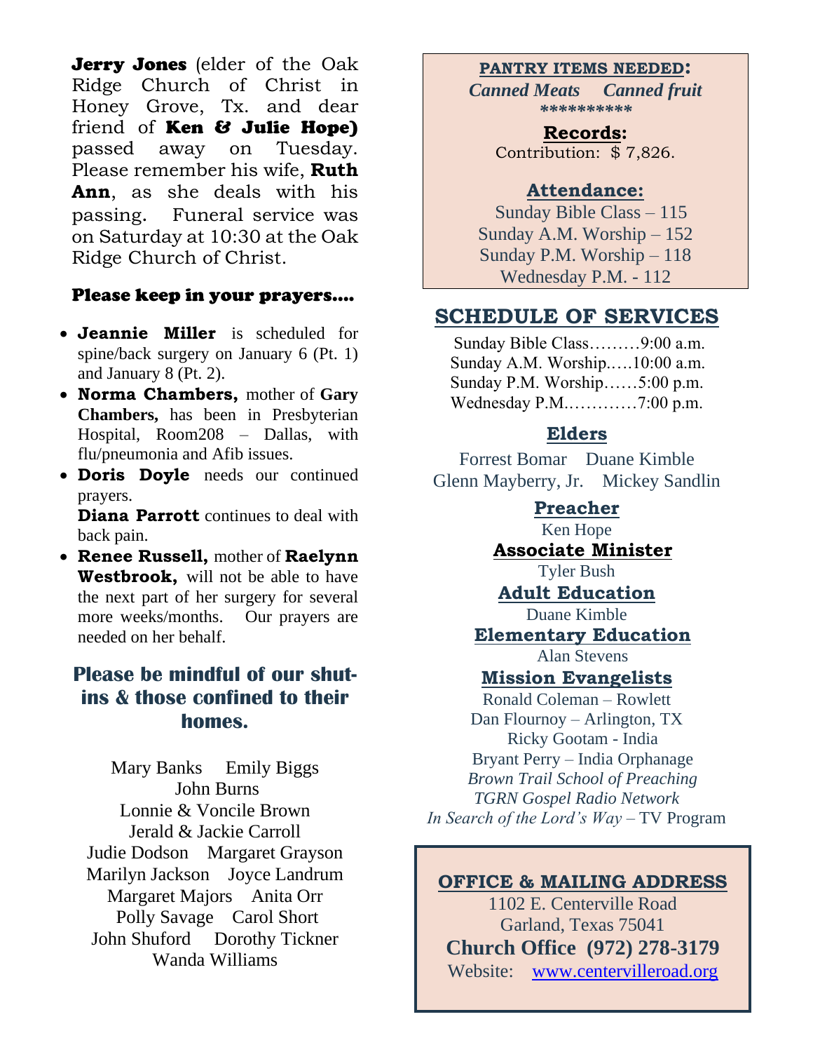**Jerry Jones** (elder of the Oak Ridge Church of Christ in Honey Grove, Tx. and dear friend of **Ken & Julie Hope)** passed away on Tuesday. Please remember his wife, **Ruth Ann**, as she deals with his passing. Funeral service was on Saturday at 10:30 at the Oak Ridge Church of Christ.

### Please keep in your prayers….

- **Jeannie Miller** is scheduled for spine/back surgery on January 6 (Pt. 1) and January 8 (Pt. 2).
- **Norma Chambers,** mother of **Gary Chambers,** has been in Presbyterian Hospital, Room208 – Dallas, with flu/pneumonia and Afib issues.
- **Doris Doyle** needs our continued prayers.
  **Diana Parrott** continues to deal with back pain.
- **Renee Russell,** mother of **Raelynn Westbrook,** will not be able to have the next part of her surgery for several more weeks/months. Our prayers are needed on her behalf.

## Please be mindful of our shut-ins & those confined to their homes.

Mary Banks Emily Biggs
John Burns
Lonnie & Voncile Brown
Jerald & Jackie Carroll
Judie Dodson Margaret Grayson
Marilyn Jackson Joyce Landrum
Margaret Majors Anita Orr
Polly Savage Carol Short
John Shuford Dorothy Tickner
Wanda Williams

**PANTRY ITEMS NEEDED:**
*Canned Meats* *Canned fruit*
**********

**Records:**
Contribution: $ 7,826.

**Attendance:**
Sunday Bible Class – 115
Sunday A.M. Worship – 152
Sunday P.M. Worship – 118
Wednesday P.M. - 112

## SCHEDULE OF SERVICES

Sunday Bible Class………9:00 a.m.
Sunday A.M. Worship.….10:00 a.m.
Sunday P.M. Worship……5:00 p.m.
Wednesday P.M.…………7:00 p.m.

### Elders
Forrest Bomar Duane Kimble
Glenn Mayberry, Jr. Mickey Sandlin

### Preacher
Ken Hope

### Associate Minister
Tyler Bush

### Adult Education
Duane Kimble

### Elementary Education
Alan Stevens

### Mission Evangelists
Ronald Coleman – Rowlett
Dan Flournoy – Arlington, TX
Ricky Gootam - India
Bryant Perry – India Orphanage
*Brown Trail School of Preaching*
*TGRN Gospel Radio Network*
*In Search of the Lord's Way* – TV Program

**OFFICE & MAILING ADDRESS**
1102 E. Centerville Road
Garland, Texas 75041
**Church Office (972) 278-3179**
Website: www.centervilleroad.org